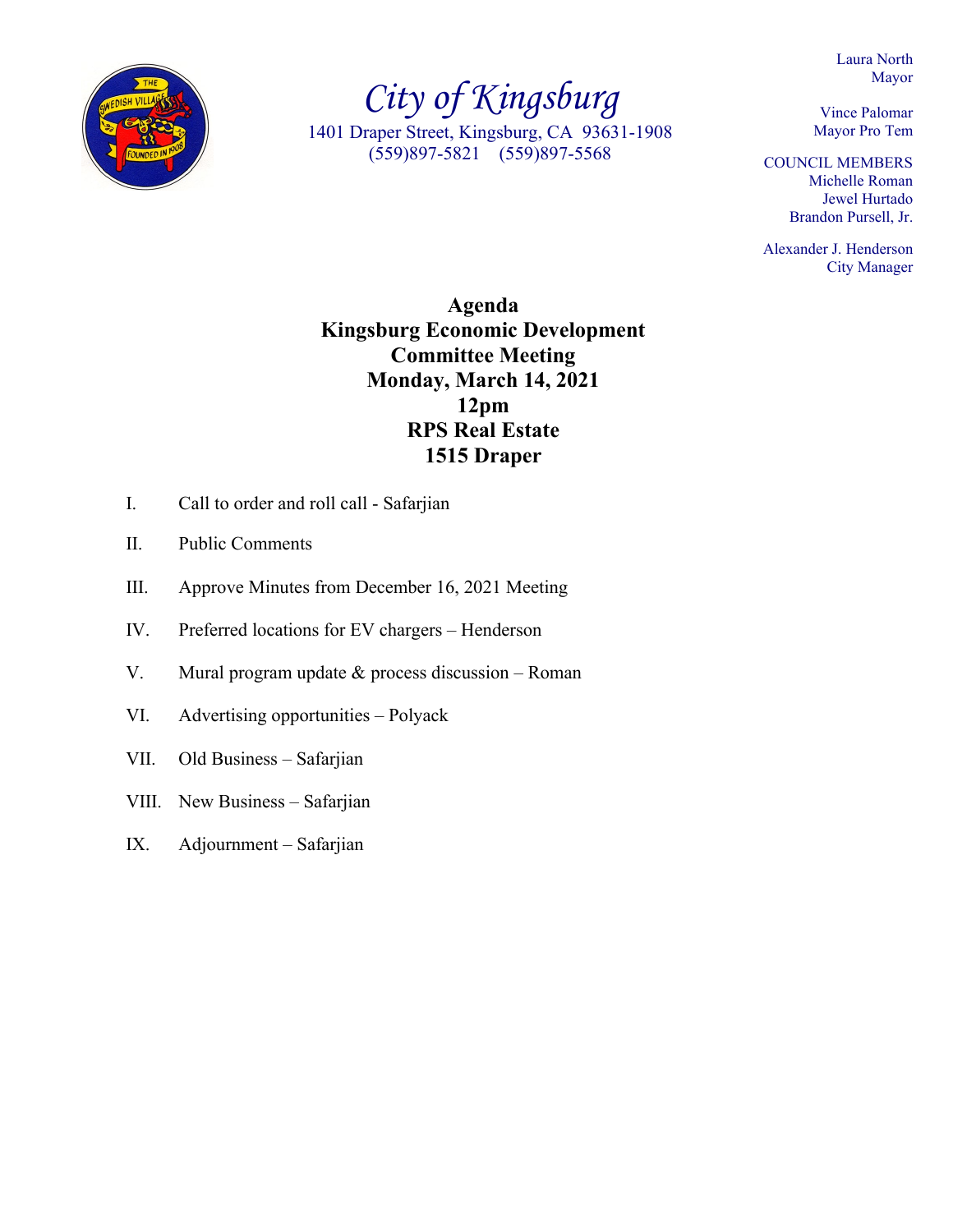# City of Kingsburg

1401 Draper Street, Kingsburg, CA 93631-1908
(559)897-5821 (559)897-5568

Laura North
Mayor

Vince Palomar
Mayor Pro Tem

COUNCIL MEMBERS
Michelle Roman
Jewel Hurtado
Brandon Pursell, Jr.

Alexander J. Henderson
City Manager

## Agenda
## Kingsburg Economic Development Committee Meeting
## Monday, March 14, 2021
## 12pm
## RPS Real Estate
## 1515 Draper

I. Call to order and roll call - Safarjian

II. Public Comments

III. Approve Minutes from December 16, 2021 Meeting

IV. Preferred locations for EV chargers – Henderson

V. Mural program update & process discussion – Roman

VI. Advertising opportunities – Polyack

VII. Old Business – Safarjian

VIII. New Business – Safarjian

IX. Adjournment – Safarjian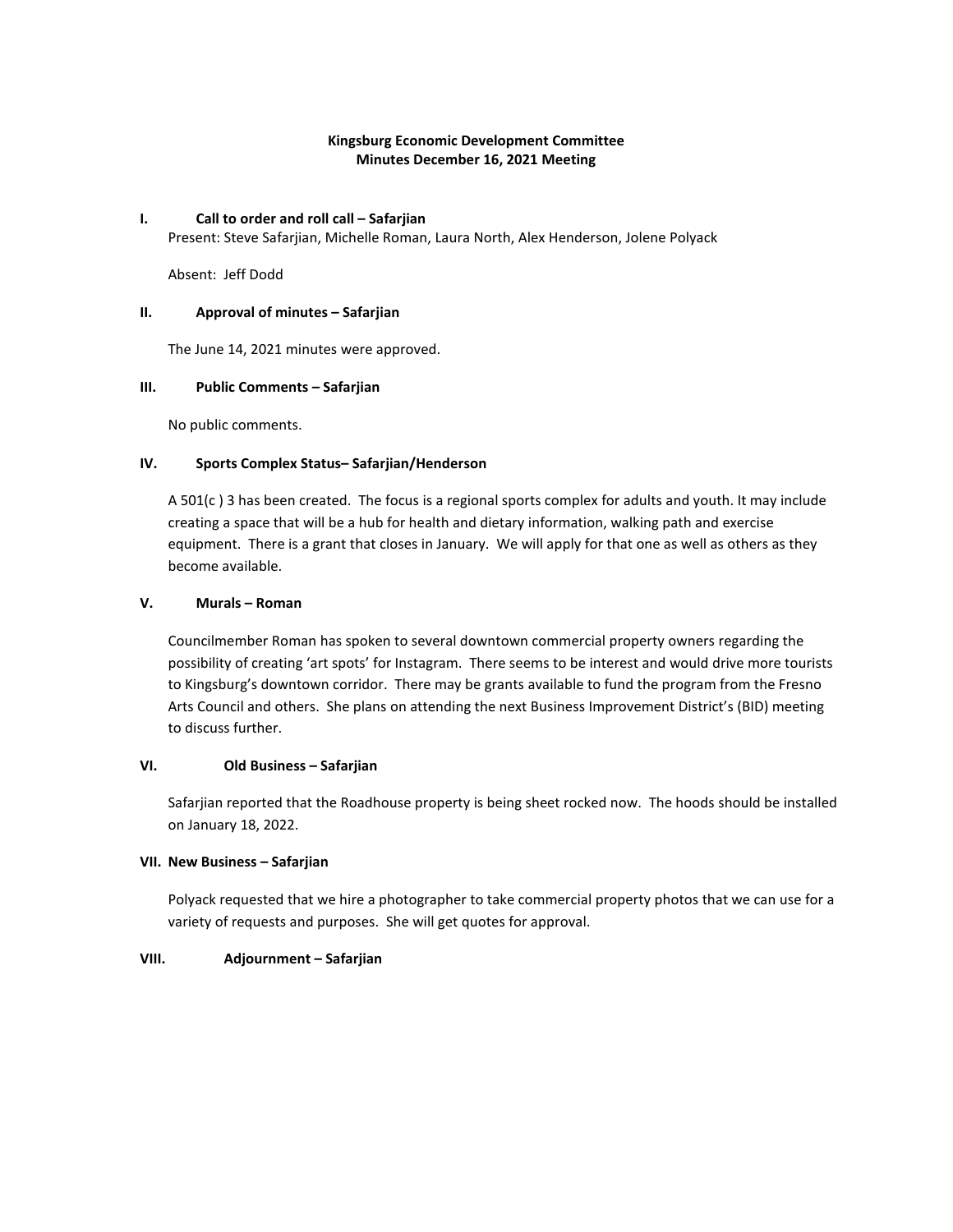**Kingsburg Economic Development Committee**
**Minutes December 16, 2021 Meeting**

## I. Call to order and roll call – Safarjian

Present: Steve Safarjian, Michelle Roman, Laura North, Alex Henderson, Jolene Polyack

Absent: Jeff Dodd

## II. Approval of minutes – Safarjian

The June 14, 2021 minutes were approved.

## III. Public Comments – Safarjian

No public comments.

## IV. Sports Complex Status– Safarjian/Henderson

A 501(c ) 3 has been created. The focus is a regional sports complex for adults and youth. It may include creating a space that will be a hub for health and dietary information, walking path and exercise equipment. There is a grant that closes in January. We will apply for that one as well as others as they become available.

## V. Murals – Roman

Councilmember Roman has spoken to several downtown commercial property owners regarding the possibility of creating 'art spots' for Instagram. There seems to be interest and would drive more tourists to Kingsburg's downtown corridor. There may be grants available to fund the program from the Fresno Arts Council and others. She plans on attending the next Business Improvement District's (BID) meeting to discuss further.

## VI. Old Business – Safarjian

Safarjian reported that the Roadhouse property is being sheet rocked now. The hoods should be installed on January 18, 2022.

## VII. New Business – Safarjian

Polyack requested that we hire a photographer to take commercial property photos that we can use for a variety of requests and purposes. She will get quotes for approval.

## VIII. Adjournment – Safarjian